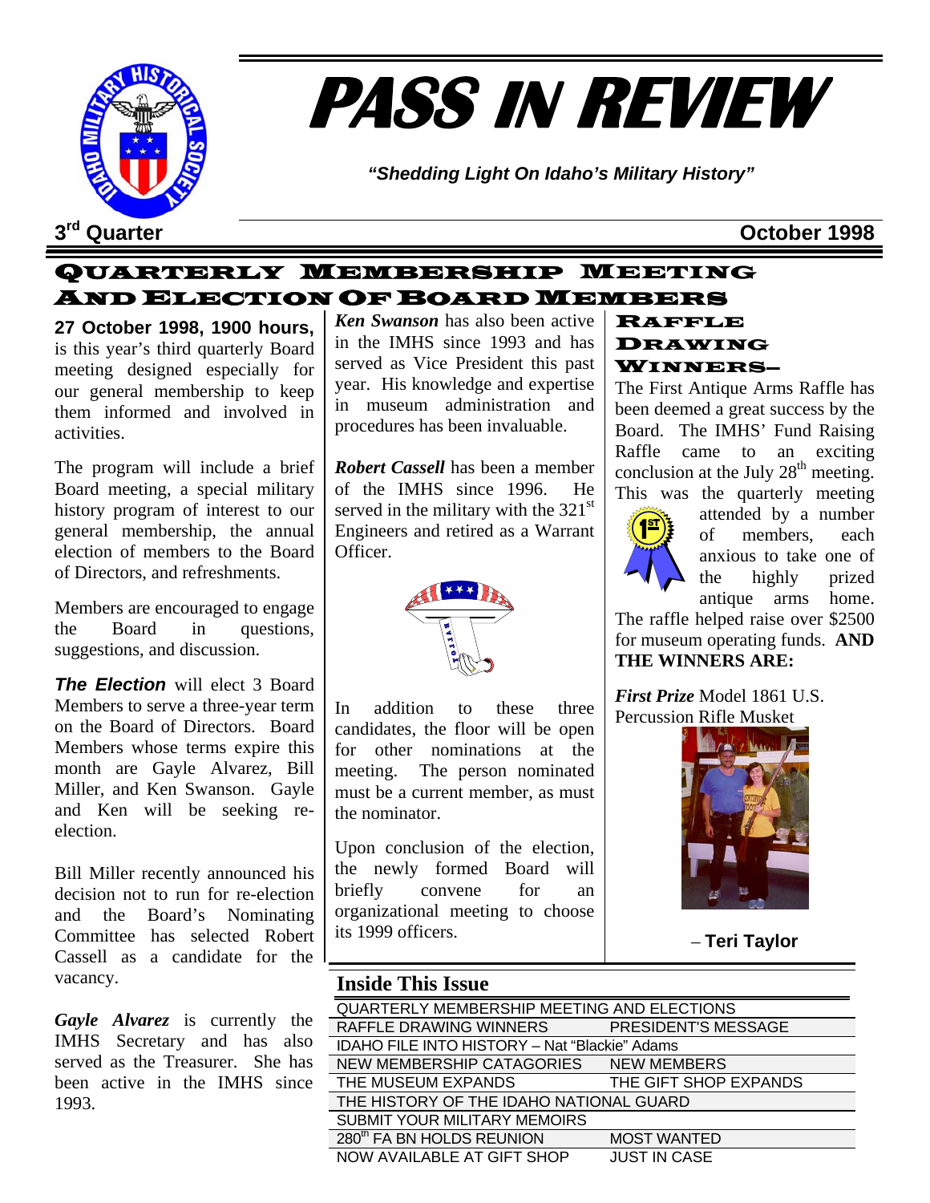# PASS IN REVIEW

*"Shedding Light On Idaho's Military History"*

3rd Quarter — October 1998

## Quarterly Membership Meeting And Election Of Board Members

**27 October 1998, 1900 hours,** is this year's third quarterly Board meeting designed especially for our general membership to keep them informed and involved in activities.

The program will include a brief Board meeting, a special military history program of interest to our general membership, the annual election of members to the Board of Directors, and refreshments.

Members are encouraged to engage the Board in questions, suggestions, and discussion.

***The Election*** will elect 3 Board Members to serve a three-year term on the Board of Directors. Board Members whose terms expire this month are Gayle Alvarez, Bill Miller, and Ken Swanson. Gayle and Ken will be seeking re-election.

Bill Miller recently announced his decision not to run for re-election and the Board's Nominating Committee has selected Robert Cassell as a candidate for the vacancy.

***Gayle Alvarez*** is currently the IMHS Secretary and has also served as the Treasurer. She has been active in the IMHS since 1993.

***Ken Swanson*** has also been active in the IMHS since 1993 and has served as Vice President this past year. His knowledge and expertise in museum administration and procedures has been invaluable.

***Robert Cassell*** has been a member of the IMHS since 1996. He served in the military with the 321st Engineers and retired as a Warrant Officer.

In addition to these three candidates, the floor will be open for other nominations at the meeting. The person nominated must be a current member, as must the nominator.

Upon conclusion of the election, the newly formed Board will briefly convene for an organizational meeting to choose its 1999 officers.

## Raffle Drawing Winners–

The First Antique Arms Raffle has been deemed a great success by the Board. The IMHS' Fund Raising Raffle came to an exciting conclusion at the July 28th meeting. This was the quarterly meeting attended by a number of members, each anxious to take one of the highly prized antique arms home. The raffle helped raise over $2500 for museum operating funds. **AND THE WINNERS ARE:**

***First Prize*** Model 1861 U.S. Percussion Rifle Musket

– **Teri Taylor**

## Inside This Issue

| | |
|---|---|
| QUARTERLY MEMBERSHIP MEETING AND ELECTIONS | |
| RAFFLE DRAWING WINNERS | PRESIDENT'S MESSAGE |
| IDAHO FILE INTO HISTORY – Nat "Blackie" Adams | |
| NEW MEMBERSHIP CATAGORIES | NEW MEMBERS |
| THE MUSEUM EXPANDS | THE GIFT SHOP EXPANDS |
| THE HISTORY OF THE IDAHO NATIONAL GUARD | |
| SUBMIT YOUR MILITARY MEMOIRS | |
| 280th FA BN HOLDS REUNION | MOST WANTED |
| NOW AVAILABLE AT GIFT SHOP | JUST IN CASE |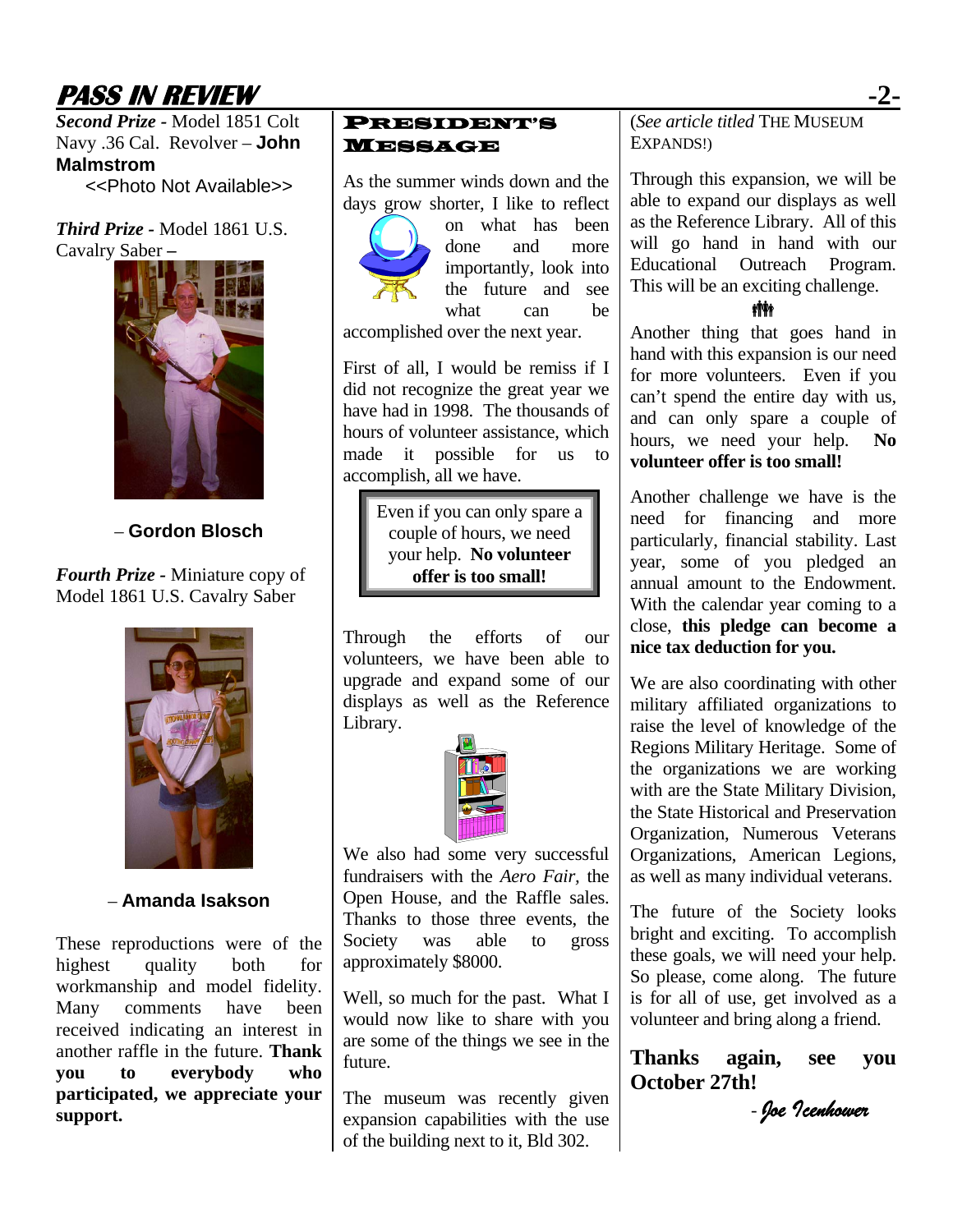***Second Prize*** - Model 1851 Colt Navy .36 Cal. Revolver – **John Malmstrom**

<<Photo Not Available>>

***Third Prize*** - Model 1861 U.S. Cavalry Saber –

– **Gordon Blosch**

***Fourth Prize*** - Miniature copy of Model 1861 U.S. Cavalry Saber

– **Amanda Isakson**

These reproductions were of the highest quality both for workmanship and model fidelity. Many comments have been received indicating an interest in another raffle in the future. **Thank you to everybody who participated, we appreciate your support.**

## President's Message

As the summer winds down and the days grow shorter, I like to reflect on what has been done and more importantly, look into the future and see what can be accomplished over the next year.

First of all, I would be remiss if I did not recognize the great year we have had in 1998. The thousands of hours of volunteer assistance, which made it possible for us to accomplish, all we have.

> Even if you can only spare a couple of hours, we need your help. **No volunteer offer is too small!**

Through the efforts of our volunteers, we have been able to upgrade and expand some of our displays as well as the Reference Library.

We also had some very successful fundraisers with the *Aero Fair*, the Open House, and the Raffle sales. Thanks to those three events, the Society was able to gross approximately $8000.

Well, so much for the past. What I would now like to share with you are some of the things we see in the future.

The museum was recently given expansion capabilities with the use of the building next to it, Bld 302. (*See article titled* THE MUSEUM EXPANDS!)

Through this expansion, we will be able to expand our displays as well as the Reference Library. All of this will go hand in hand with our Educational Outreach Program. This will be an exciting challenge.

Another thing that goes hand in hand with this expansion is our need for more volunteers. Even if you can't spend the entire day with us, and can only spare a couple of hours, we need your help. **No volunteer offer is too small!**

Another challenge we have is the need for financing and more particularly, financial stability. Last year, some of you pledged an annual amount to the Endowment. With the calendar year coming to a close, **this pledge can become a nice tax deduction for you.**

We are also coordinating with other military affiliated organizations to raise the level of knowledge of the Regions Military Heritage. Some of the organizations we are working with are the State Military Division, the State Historical and Preservation Organization, Numerous Veterans Organizations, American Legions, as well as many individual veterans.

The future of the Society looks bright and exciting. To accomplish these goals, we will need your help. So please, come along. The future is for all of use, get involved as a volunteer and bring along a friend.

**Thanks again, see you October 27th!**

*- Joe Icenhower*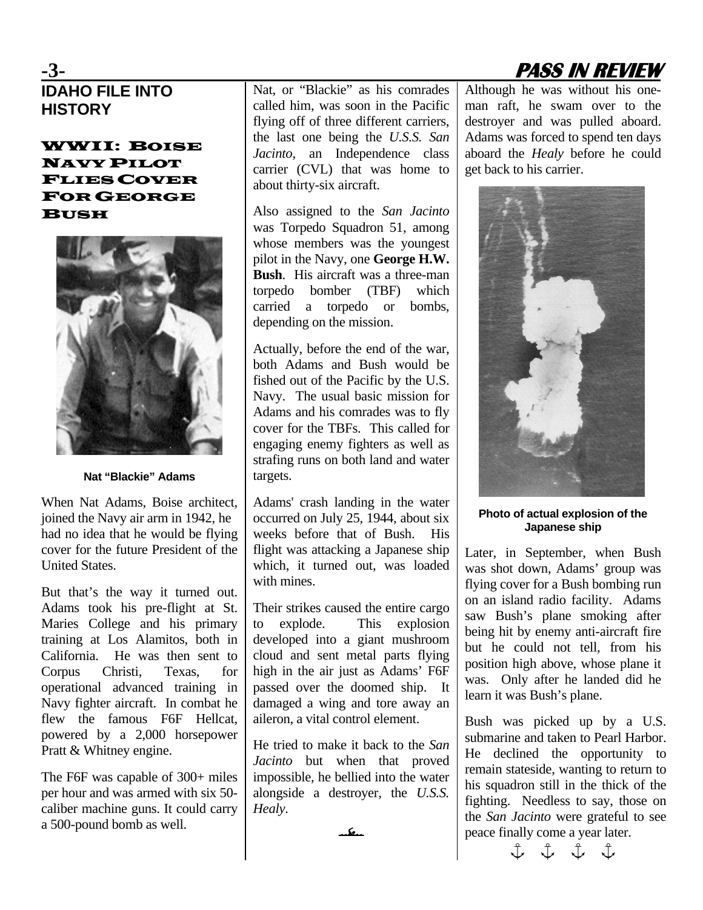# IDAHO FILE INTO HISTORY

## WWII: Boise Navy Pilot Flies Cover For George Bush

Nat "Blackie" Adams

When Nat Adams, Boise architect, joined the Navy air arm in 1942, he had no idea that he would be flying cover for the future President of the United States.

But that's the way it turned out. Adams took his pre-flight at St. Maries College and his primary training at Los Alamitos, both in California. He was then sent to Corpus Christi, Texas, for operational advanced training in Navy fighter aircraft. In combat he flew the famous F6F Hellcat, powered by a 2,000 horsepower Pratt & Whitney engine.

The F6F was capable of 300+ miles per hour and was armed with six 50-caliber machine guns. It could carry a 500-pound bomb as well.

Nat, or "Blackie" as his comrades called him, was soon in the Pacific flying off of three different carriers, the last one being the *U.S.S. San Jacinto*, an Independence class carrier (CVL) that was home to about thirty-six aircraft.

Also assigned to the *San Jacinto* was Torpedo Squadron 51, among whose members was the youngest pilot in the Navy, one **George H.W. Bush**. His aircraft was a three-man torpedo bomber (TBF) which carried a torpedo or bombs, depending on the mission.

Actually, before the end of the war, both Adams and Bush would be fished out of the Pacific by the U.S. Navy. The usual basic mission for Adams and his comrades was to fly cover for the TBFs. This called for engaging enemy fighters as well as strafing runs on both land and water targets.

Adams' crash landing in the water occurred on July 25, 1944, about six weeks before that of Bush. His flight was attacking a Japanese ship which, it turned out, was loaded with mines.

Their strikes caused the entire cargo to explode. This explosion developed into a giant mushroom cloud and sent metal parts flying high in the air just as Adams' F6F passed over the doomed ship. It damaged a wing and tore away an aileron, a vital control element.

He tried to make it back to the *San Jacinto* but when that proved impossible, he bellied into the water alongside a destroyer, the *U.S.S. Healy*.

Although he was without his one-man raft, he swam over to the destroyer and was pulled aboard. Adams was forced to spend ten days aboard the *Healy* before he could get back to his carrier.

**Photo of actual explosion of the Japanese ship**

Later, in September, when Bush was shot down, Adams' group was flying cover for a Bush bombing run on an island radio facility. Adams saw Bush's plane smoking after being hit by enemy anti-aircraft fire but he could not tell, from his position high above, whose plane it was. Only after he landed did he learn it was Bush's plane.

Bush was picked up by a U.S. submarine and taken to Pearl Harbor. He declined the opportunity to remain stateside, wanting to return to his squadron still in the thick of the fighting. Needless to say, those on the *San Jacinto* were grateful to see peace finally come a year later.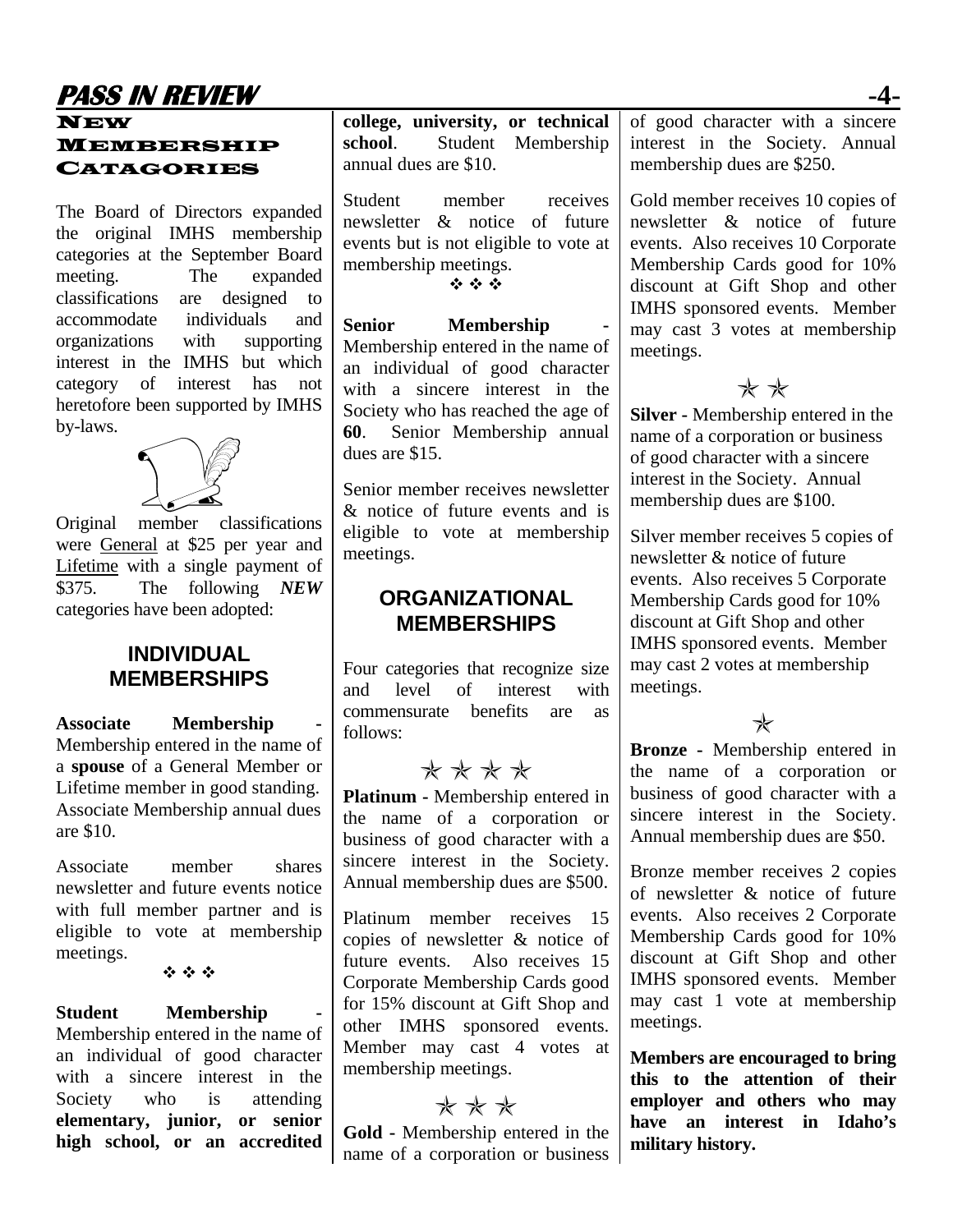## New Membership Catagories

The Board of Directors expanded the original IMHS membership categories at the September Board meeting. The expanded classifications are designed to accommodate individuals and organizations with supporting interest in the IMHS but which category of interest has not heretofore been supported by IMHS by-laws.

Original member classifications were General at $25 per year and Lifetime with a single payment of $375. The following ***NEW*** categories have been adopted:

### INDIVIDUAL MEMBERSHIPS

**Associate Membership** - Membership entered in the name of a **spouse** of a General Member or Lifetime member in good standing. Associate Membership annual dues are $10.

Associate member shares newsletter and future events notice with full member partner and is eligible to vote at membership meetings.

❖ ❖ ❖

**Student Membership** - Membership entered in the name of an individual of good character with a sincere interest in the Society who is attending **elementary, junior, or senior high school, or an accredited college, university, or technical school**. Student Membership annual dues are $10.

Student member receives newsletter & notice of future events but is not eligible to vote at membership meetings.

❖ ❖ ❖

**Senior Membership** - Membership entered in the name of an individual of good character with a sincere interest in the Society who has reached the age of **60**. Senior Membership annual dues are $15.

Senior member receives newsletter & notice of future events and is eligible to vote at membership meetings.

### ORGANIZATIONAL MEMBERSHIPS

Four categories that recognize size and level of interest with commensurate benefits are as follows:

★ ★ ★ ★

**Platinum** - Membership entered in the name of a corporation or business of good character with a sincere interest in the Society. Annual membership dues are $500.

Platinum member receives 15 copies of newsletter & notice of future events. Also receives 15 Corporate Membership Cards good for 15% discount at Gift Shop and other IMHS sponsored events. Member may cast 4 votes at membership meetings.

★ ★ ★

**Gold** - Membership entered in the name of a corporation or business of good character with a sincere interest in the Society. Annual membership dues are $250.

Gold member receives 10 copies of newsletter & notice of future events. Also receives 10 Corporate Membership Cards good for 10% discount at Gift Shop and other IMHS sponsored events. Member may cast 3 votes at membership meetings.

★ ★

**Silver** - Membership entered in the name of a corporation or business of good character with a sincere interest in the Society. Annual membership dues are $100.

Silver member receives 5 copies of newsletter & notice of future events. Also receives 5 Corporate Membership Cards good for 10% discount at Gift Shop and other IMHS sponsored events. Member may cast 2 votes at membership meetings.

★

**Bronze** - Membership entered in the name of a corporation or business of good character with a sincere interest in the Society. Annual membership dues are $50.

Bronze member receives 2 copies of newsletter & notice of future events. Also receives 2 Corporate Membership Cards good for 10% discount at Gift Shop and other IMHS sponsored events. Member may cast 1 vote at membership meetings.

**Members are encouraged to bring this to the attention of their employer and others who may have an interest in Idaho's military history.**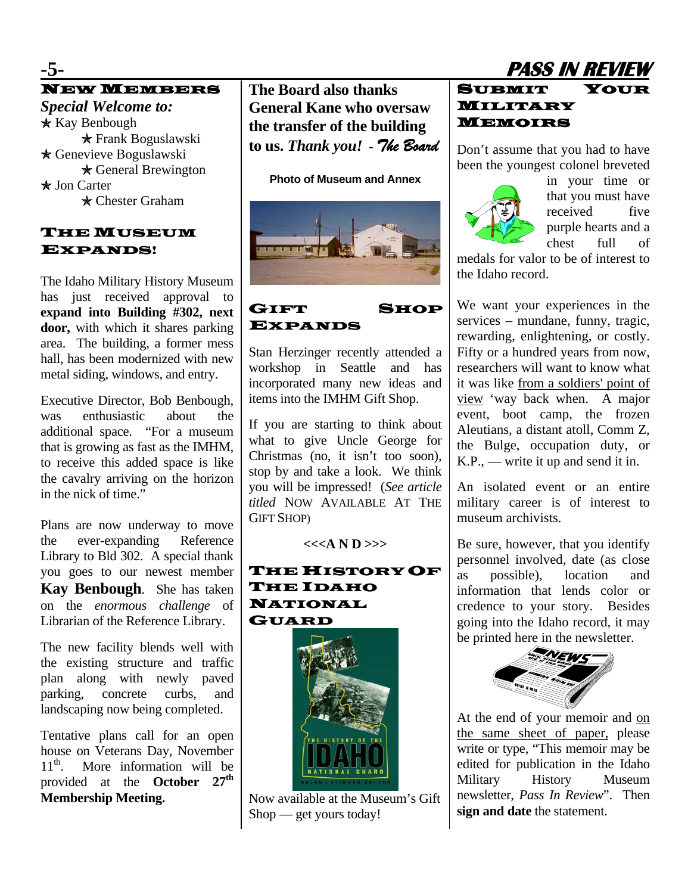## New Members

*Special Welcome to:*

- Kay Benbough
- Frank Boguslawski
- Genevieve Boguslawski
- General Brewington
- Jon Carter
- Chester Graham

## The Museum Expands!

The Idaho Military History Museum has just received approval to **expand into Building #302, next door,** with which it shares parking area. The building, a former mess hall, has been modernized with new metal siding, windows, and entry.

Executive Director, Bob Benbough, was enthusiastic about the additional space. "For a museum that is growing as fast as the IMHM, to receive this added space is like the cavalry arriving on the horizon in the nick of time."

Plans are now underway to move the ever-expanding Reference Library to Bld 302. A special thank you goes to our newest member **Kay Benbough**. She has taken on the *enormous challenge* of Librarian of the Reference Library.

The new facility blends well with the existing structure and traffic plan along with newly paved parking, concrete curbs, and landscaping now being completed.

Tentative plans call for an open house on Veterans Day, November 11th. More information will be provided at the **October 27th Membership Meeting.**

**The Board also thanks General Kane who oversaw the transfer of the building to us. *Thank you!*** - *The Board*

**Photo of Museum and Annex**

## Gift Shop Expands

Stan Herzinger recently attended a workshop in Seattle and has incorporated many new ideas and items into the IMHM Gift Shop.

If you are starting to think about what to give Uncle George for Christmas (no, it isn't too soon), stop by and take a look. We think you will be impressed! (*See article titled* NOW AVAILABLE AT THE GIFT SHOP)

**<<<A N D >>>**

## The History Of The Idaho National Guard

Now available at the Museum's Gift Shop — get yours today!

## Submit Your Military Memoirs

Don't assume that you had to have been the youngest colonel breveted in your time or that you must have received five purple hearts and a chest full of medals for valor to be of interest to the Idaho record.

We want your experiences in the services – mundane, funny, tragic, rewarding, enlightening, or costly. Fifty or a hundred years from now, researchers will want to know what it was like from a soldiers' point of view 'way back when. A major event, boot camp, the frozen Aleutians, a distant atoll, Comm Z, the Bulge, occupation duty, or K.P., — write it up and send it in.

An isolated event or an entire military career is of interest to museum archivists.

Be sure, however, that you identify personnel involved, date (as close as possible), location and information that lends color or credence to your story. Besides going into the Idaho record, it may be printed here in the newsletter.

At the end of your memoir and on the same sheet of paper, please write or type, "This memoir may be edited for publication in the Idaho Military History Museum newsletter, *Pass In Review*". Then **sign and date** the statement.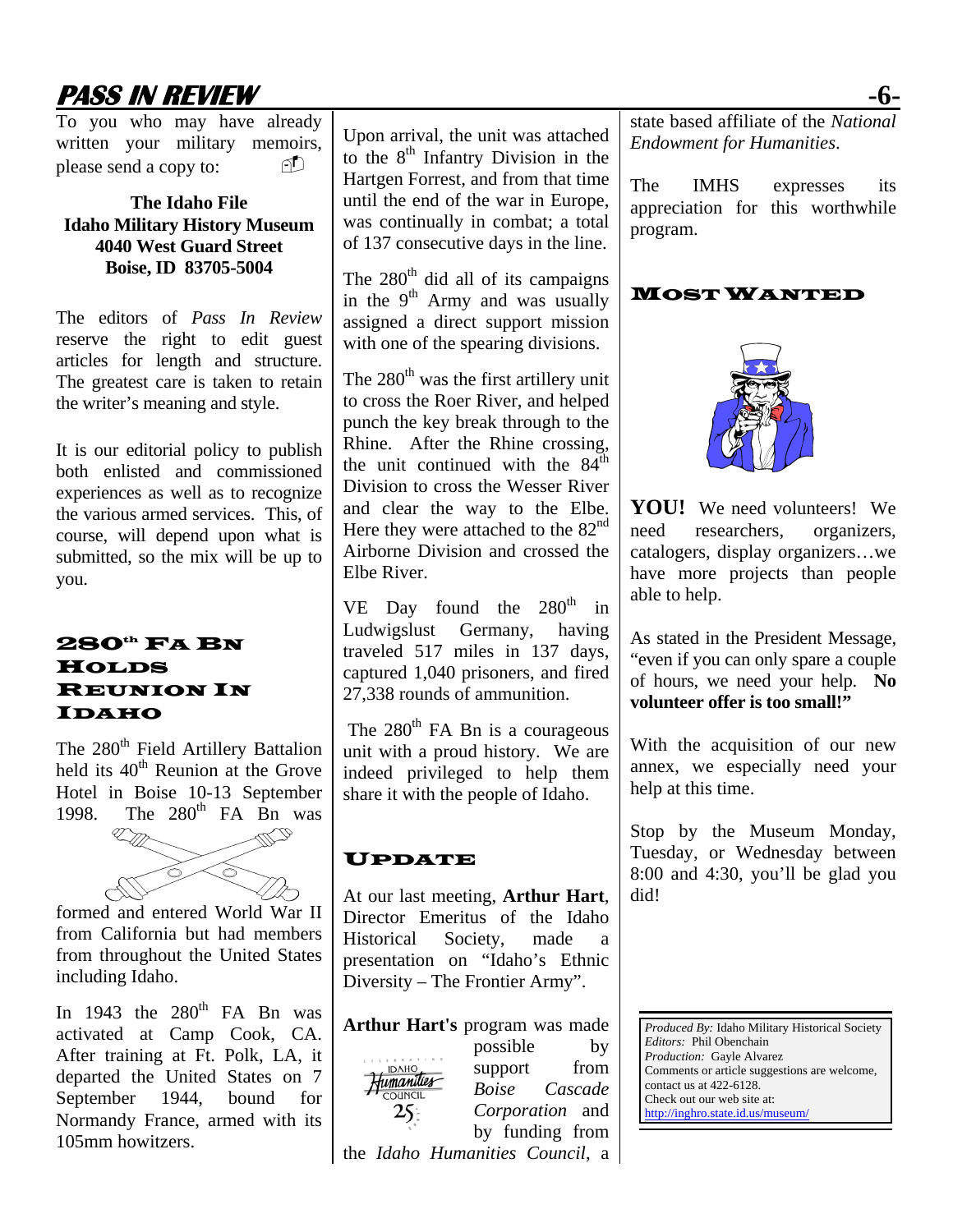To you who may have already written your military memoirs, please send a copy to:

**The Idaho File**
**Idaho Military History Museum**
**4040 West Guard Street**
**Boise, ID 83705-5004**

The editors of *Pass In Review* reserve the right to edit guest articles for length and structure. The greatest care is taken to retain the writer's meaning and style.

It is our editorial policy to publish both enlisted and commissioned experiences as well as to recognize the various armed services. This, of course, will depend upon what is submitted, so the mix will be up to you.

## 280th FA Bn Holds Reunion In Idaho

The 280th Field Artillery Battalion held its 40th Reunion at the Grove Hotel in Boise 10-13 September 1998. The 280th FA Bn was formed and entered World War II from California but had members from throughout the United States including Idaho.

In 1943 the 280th FA Bn was activated at Camp Cook, CA. After training at Ft. Polk, LA, it departed the United States on 7 September 1944, bound for Normandy France, armed with its 105mm howitzers.

Upon arrival, the unit was attached to the 8th Infantry Division in the Hartgen Forrest, and from that time until the end of the war in Europe, was continually in combat; a total of 137 consecutive days in the line.

The 280th did all of its campaigns in the 9th Army and was usually assigned a direct support mission with one of the spearing divisions.

The 280th was the first artillery unit to cross the Roer River, and helped punch the key break through to the Rhine. After the Rhine crossing, the unit continued with the 84th Division to cross the Wesser River and clear the way to the Elbe. Here they were attached to the 82nd Airborne Division and crossed the Elbe River.

VE Day found the 280th in Ludwigslust Germany, having traveled 517 miles in 137 days, captured 1,040 prisoners, and fired 27,338 rounds of ammunition.

The 280th FA Bn is a courageous unit with a proud history. We are indeed privileged to help them share it with the people of Idaho.

## Update

At our last meeting, **Arthur Hart**, Director Emeritus of the Idaho Historical Society, made a presentation on "Idaho's Ethnic Diversity – The Frontier Army".

**Arthur Hart's** program was made possible by support from *Boise Cascade Corporation* and by funding from the *Idaho Humanities Council*, a state based affiliate of the *National Endowment for Humanities*.

The IMHS expresses its appreciation for this worthwhile program.

## Most Wanted

**YOU!** We need volunteers! We need researchers, organizers, catalogers, display organizers…we have more projects than people able to help.

As stated in the President Message, "even if you can only spare a couple of hours, we need your help. **No volunteer offer is too small!"**

With the acquisition of our new annex, we especially need your help at this time.

Stop by the Museum Monday, Tuesday, or Wednesday between 8:00 and 4:30, you'll be glad you did!

*Produced By:* Idaho Military Historical Society
*Editors:* Phil Obenchain
*Production:* Gayle Alvarez
Comments or article suggestions are welcome, contact us at 422-6128.
Check out our web site at:
http://inghro.state.id.us/museum/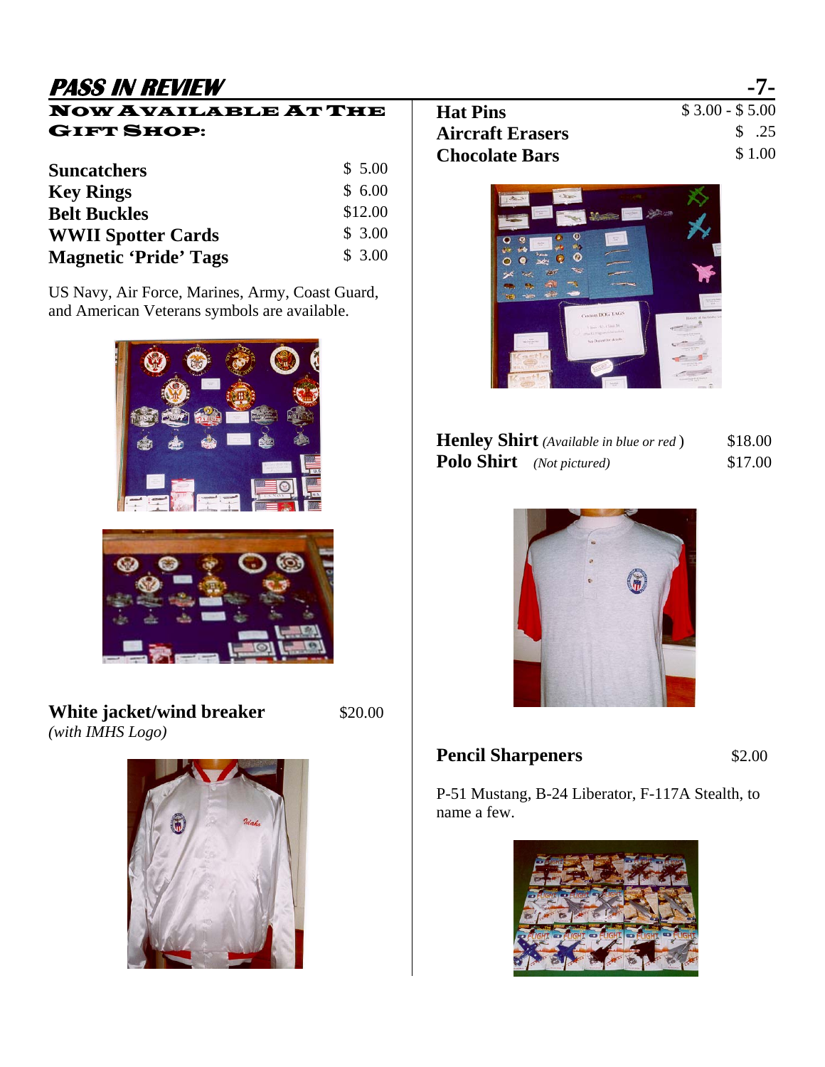## NOW AVAILABLE AT THE GIFT SHOP:

| | |
|---|---|
| **Suncatchers** | $ 5.00 |
| **Key Rings** | $ 6.00 |
| **Belt Buckles** | $12.00 |
| **WWII Spotter Cards** | $ 3.00 |
| **Magnetic 'Pride' Tags** | $ 3.00 |

US Navy, Air Force, Marines, Army, Coast Guard, and American Veterans symbols are available.

**White jacket/wind breaker** $20.00
*(with IMHS Logo)*

| | |
|---|---|
| **Hat Pins** | $ 3.00 - $ 5.00 |
| **Aircraft Erasers** | $ .25 |
| **Chocolate Bars** | $ 1.00 |

| | |
|---|---|
| **Henley Shirt** *(Available in blue or red)* | $18.00 |
| **Polo Shirt** *(Not pictured)* | $17.00 |

**Pencil Sharpeners** $2.00

P-51 Mustang, B-24 Liberator, F-117A Stealth, to name a few.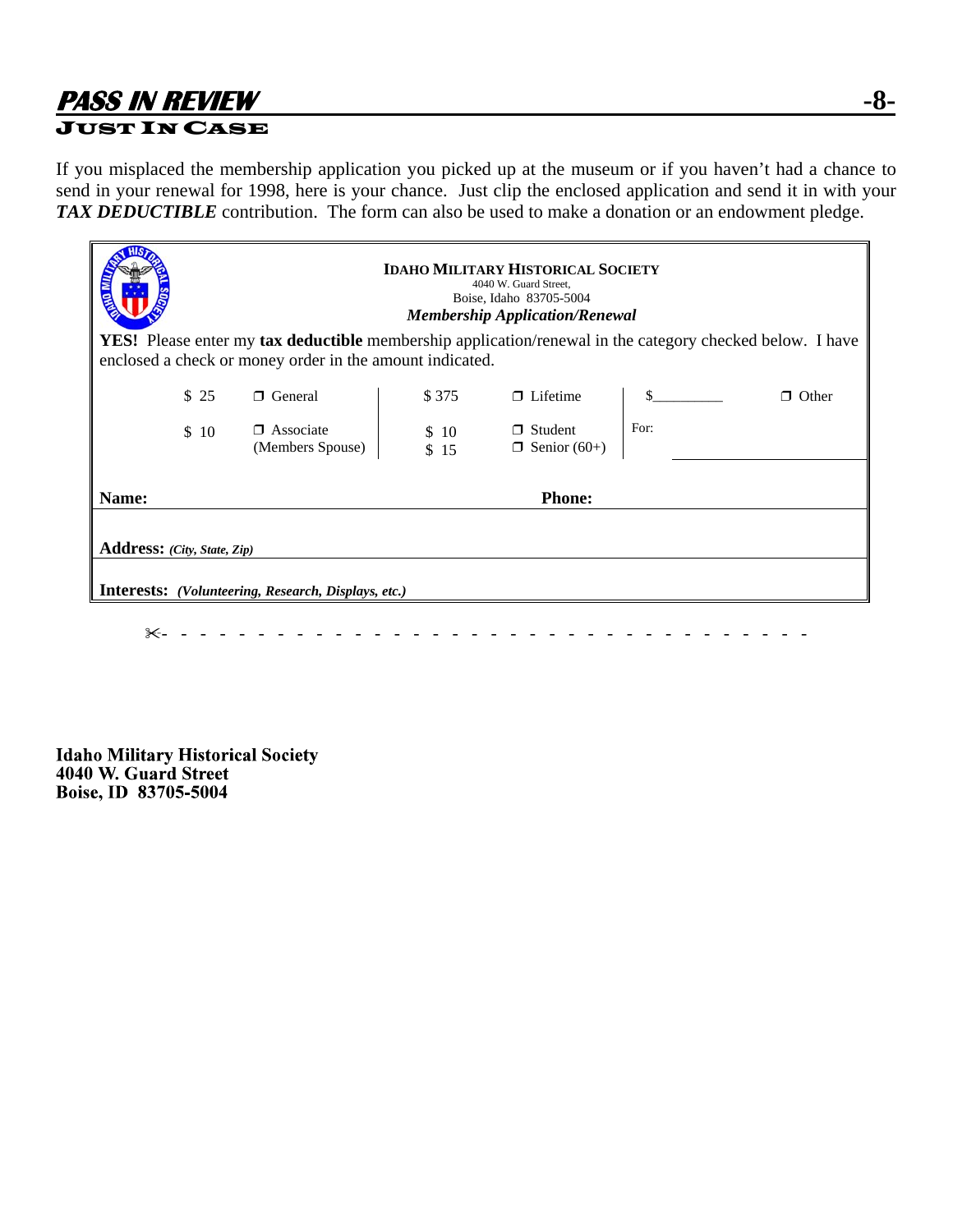## JUST IN CASE

If you misplaced the membership application you picked up at the museum or if you haven't had a chance to send in your renewal for 1998, here is your chance. Just clip the enclosed application and send it in with your ***TAX DEDUCTIBLE*** contribution. The form can also be used to make a donation or an endowment pledge.

**IDAHO MILITARY HISTORICAL SOCIETY**
4040 W. Guard Street,
Boise, Idaho 83705-5004
***Membership Application/Renewal***

**YES!** Please enter my **tax deductible** membership application/renewal in the category checked below. I have enclosed a check or money order in the amount indicated.

| | | | | | |
|---|---|---|---|---|---|
| $ 25 | ❒ General | $ 375 | ❒ Lifetime | $_________ | ❒ Other |
| $ 10 | ❒ Associate (Members Spouse) | $ 10<br>$ 15 | ❒ Student<br>❒ Senior (60+) | For: | |

**Name:** **Phone:**

**Address:** ***(City, State, Zip)***

**Interests:** ***(Volunteering, Research, Displays, etc.)***

✂- - - - - - - - - - - - - - - - - - - - - - - - - - - - - - - - - -

**Idaho Military Historical Society**
**4040 W. Guard Street**
**Boise, ID 83705-5004**